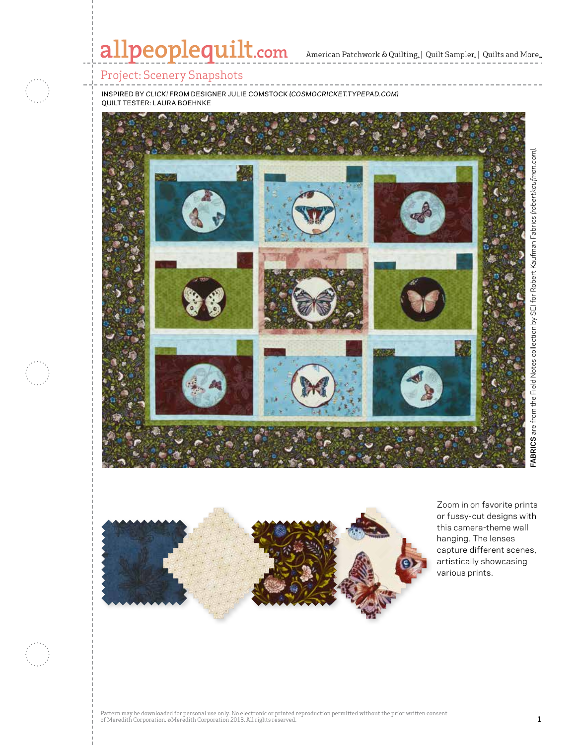# Project: Scenery Snapshots

INSPIRED BY *CLICK!* FROM DESIGNER JULIE COMSTOCK *(COSMOCRICKET.TYPEPAD.COM)*
QUILT TESTER: LAURA BOEHNKE

**FABRICS** are from the Field Notes collection by SEI for Robert Kaufman Fabrics *(robertkaufman.com)*.

Zoom in on favorite prints or fussy-cut designs with this camera-theme wall hanging. The lenses capture different scenes, artistically showcasing various prints.

Pattern may be downloaded for personal use only. No electronic or printed reproduction permitted without the prior written consent of Meredith Corporation. ©Meredith Corporation 2013. All rights reserved.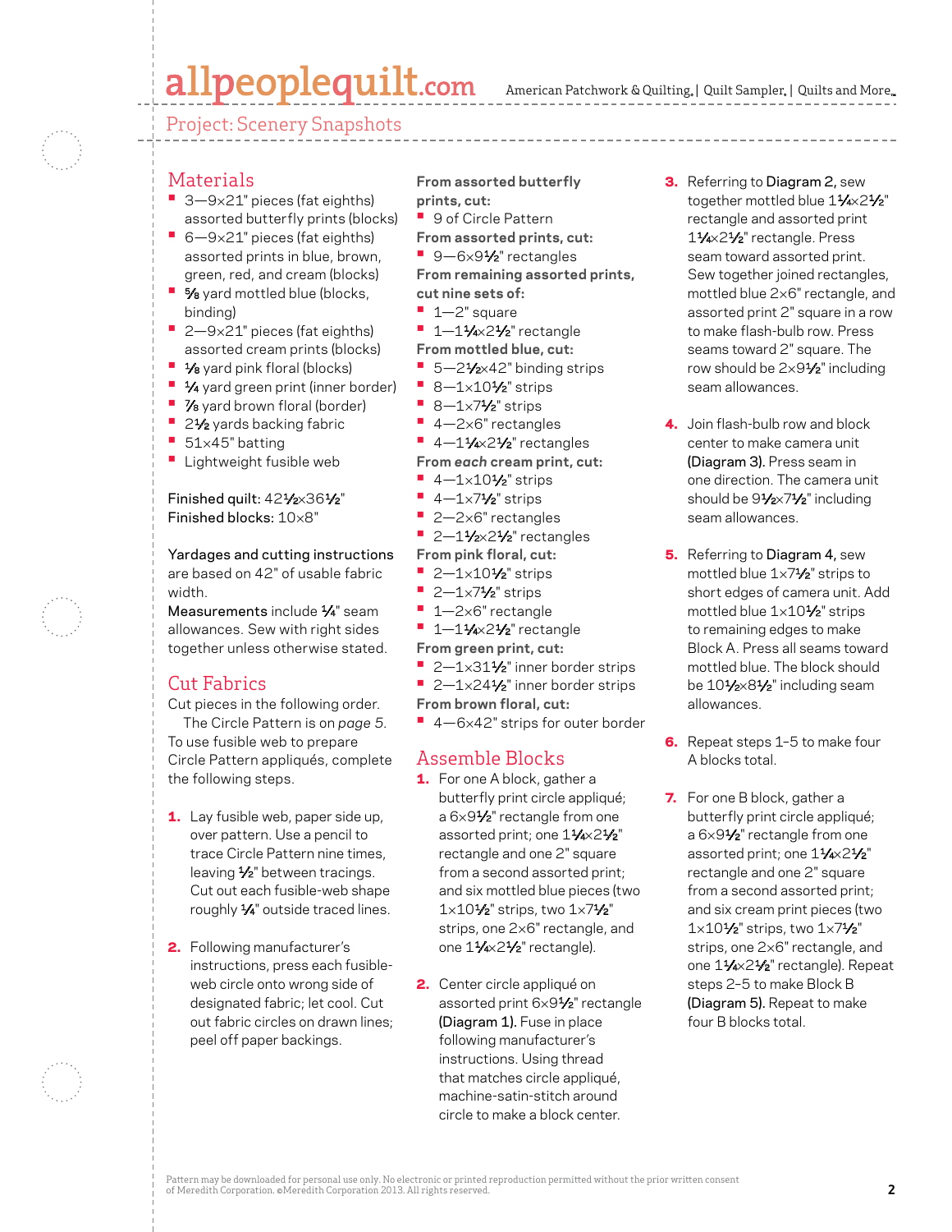Project: Scenery Snapshots

## Materials

- 3—9×21" pieces (fat eighths) assorted butterfly prints (blocks)
- 6—9×21" pieces (fat eighths) assorted prints in blue, brown, green, red, and cream (blocks)
- ⅝ yard mottled blue (blocks, binding)
- 2—9×21" pieces (fat eighths) assorted cream prints (blocks)
- ⅛ yard pink floral (blocks)
- ¼ yard green print (inner border)
- ⅞ yard brown floral (border)
- 2½ yards backing fabric
- 51×45" batting
- Lightweight fusible web

Finished quilt: 42½×36½"
Finished blocks: 10×8"

Yardages and cutting instructions are based on 42" of usable fabric width.
Measurements include ¼" seam allowances. Sew with right sides together unless otherwise stated.

## Cut Fabrics

Cut pieces in the following order.

The Circle Pattern is on *page 5*. To use fusible web to prepare Circle Pattern appliqués, complete the following steps.

1. Lay fusible web, paper side up, over pattern. Use a pencil to trace Circle Pattern nine times, leaving ½" between tracings. Cut out each fusible-web shape roughly ¼" outside traced lines.

2. Following manufacturer's instructions, press each fusible-web circle onto wrong side of designated fabric; let cool. Cut out fabric circles on drawn lines; peel off paper backings.

**From assorted butterfly prints, cut:**
- 9 of Circle Pattern

**From assorted prints, cut:**
- 9—6×9½" rectangles

**From remaining assorted prints, cut nine sets of:**
- 1—2" square
- 1—1¼×2½" rectangle

**From mottled blue, cut:**
- 5—2½×42" binding strips
- 8—1×10½" strips
- 8—1×7½" strips
- 4—2×6" rectangles
- 4—1¼×2½" rectangles

**From *each* cream print, cut:**
- 4—1×10½" strips
- 4—1×7½" strips
- 2—2×6" rectangles
- 2—1½×2½" rectangles

**From pink floral, cut:**
- 2—1×10½" strips
- 2—1×7½" strips
- 1—2×6" rectangle
- 1—1¼×2½" rectangle

**From green print, cut:**
- 2—1×31½" inner border strips
- 2—1×24½" inner border strips

**From brown floral, cut:**
- 4—6×42" strips for outer border

## Assemble Blocks

1. For one A block, gather a butterfly print circle appliqué; a 6×9½" rectangle from one assorted print; one 1¼×2½" rectangle and one 2" square from a second assorted print; and six mottled blue pieces (two 1×10½" strips, two 1×7½" strips, one 2×6" rectangle, and one 1¼×2½" rectangle).

2. Center circle appliqué on assorted print 6×9½" rectangle (Diagram 1). Fuse in place following manufacturer's instructions. Using thread that matches circle appliqué, machine-satin-stitch around circle to make a block center.

3. Referring to Diagram 2, sew together mottled blue 1¼×2½" rectangle and assorted print 1¼×2½" rectangle. Press seam toward assorted print. Sew together joined rectangles, mottled blue 2×6" rectangle, and assorted print 2" square in a row to make flash-bulb row. Press seams toward 2" square. The row should be 2×9½" including seam allowances.

4. Join flash-bulb row and block center to make camera unit (Diagram 3). Press seam in one direction. The camera unit should be 9½×7½" including seam allowances.

5. Referring to Diagram 4, sew mottled blue 1×7½" strips to short edges of camera unit. Add mottled blue 1×10½" strips to remaining edges to make Block A. Press all seams toward mottled blue. The block should be 10½×8½" including seam allowances.

6. Repeat steps 1–5 to make four A blocks total.

7. For one B block, gather a butterfly print circle appliqué; a 6×9½" rectangle from one assorted print; one 1¼×2½" rectangle and one 2" square from a second assorted print; and six cream print pieces (two 1×10½" strips, two 1×7½" strips, one 2×6" rectangle, and one 1¼×2½" rectangle). Repeat steps 2–5 to make Block B (Diagram 5). Repeat to make four B blocks total.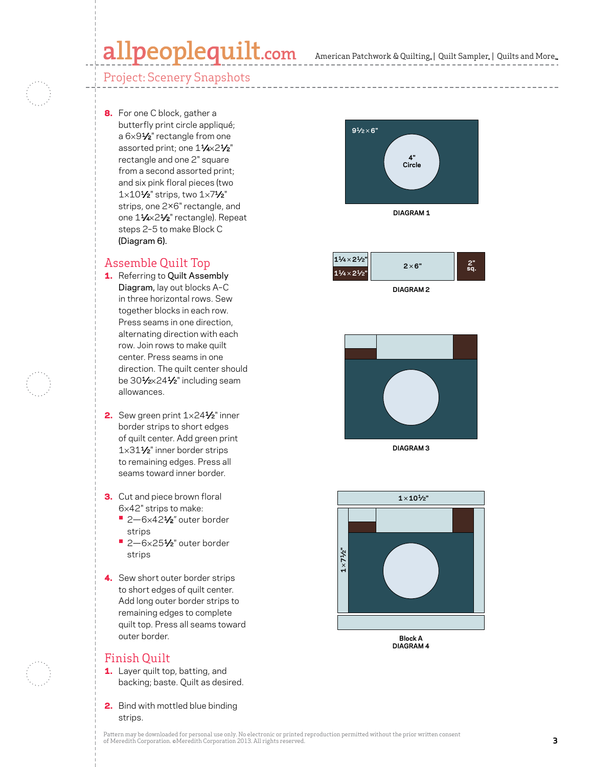## Project: Scenery Snapshots

8. For one C block, gather a butterfly print circle appliqué; a 6×9½" rectangle from one assorted print; one 1¼×2½" rectangle and one 2" square from a second assorted print; and six pink floral pieces (two 1×10½" strips, two 1×7½" strips, one 2×6" rectangle, and one 1¼×2½" rectangle). Repeat steps 2–5 to make Block C **(Diagram 6).**

## Assemble Quilt Top

1. Referring to **Quilt Assembly Diagram,** lay out blocks A–C in three horizontal rows. Sew together blocks in each row. Press seams in one direction, alternating direction with each row. Join rows to make quilt center. Press seams in one direction. The quilt center should be 30½×24½" including seam allowances.

2. Sew green print 1×24½" inner border strips to short edges of quilt center. Add green print 1×31½" inner border strips to remaining edges. Press all seams toward inner border.

3. Cut and piece brown floral 6×42" strips to make:
   - 2—6×42½" outer border strips
   - 2—6×25½" outer border strips

4. Sew short outer border strips to short edges of quilt center. Add long outer border strips to remaining edges to complete quilt top. Press all seams toward outer border.

## Finish Quilt

1. Layer quilt top, batting, and backing; baste. Quilt as desired.

2. Bind with mottled blue binding strips.

9½×6"
4" Circle

**DIAGRAM 1**

1¼×2½"
1¼×2½"
2×6"
2" sq.

**DIAGRAM 2**

**DIAGRAM 3**

1×10½"
1×7½"

**Block A**
**DIAGRAM 4**

Pattern may be downloaded for personal use only. No electronic or printed reproduction permitted without the prior written consent of Meredith Corporation. ©Meredith Corporation 2013. All rights reserved.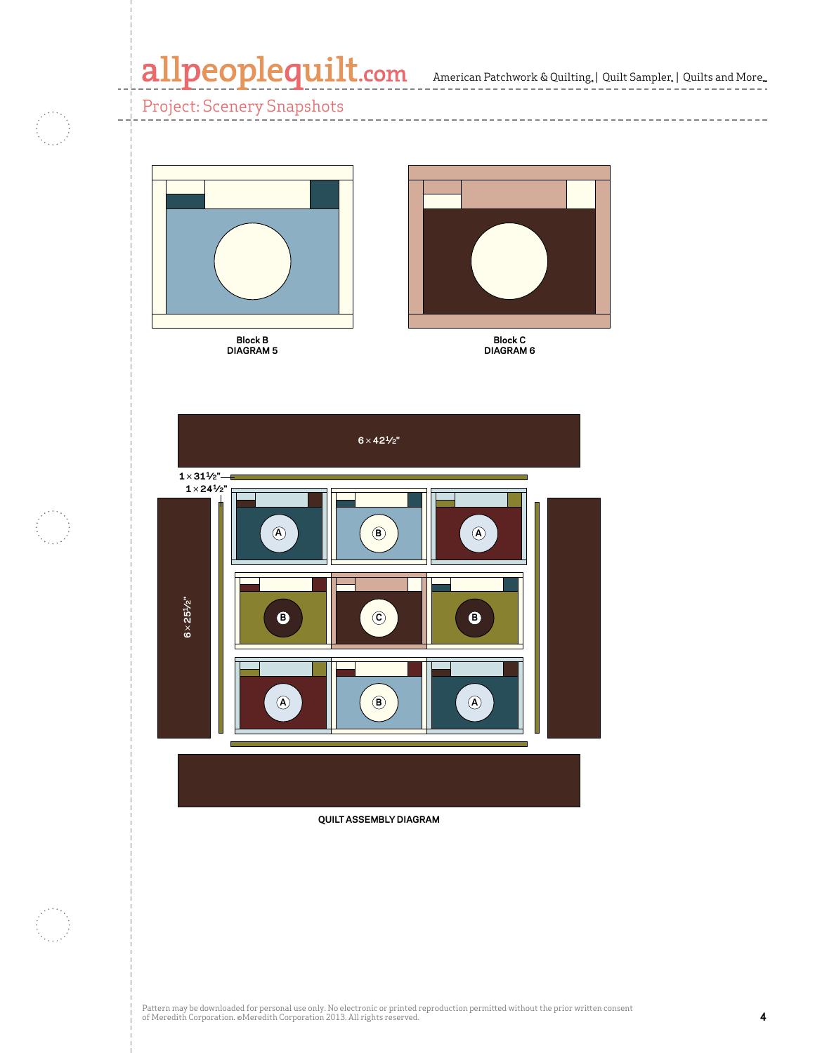Block B
DIAGRAM 5

Block C
DIAGRAM 6

6 × 42½"

1 × 31½"

1 × 24½"

6 × 25½"

A B A

B C B

A B A

QUILT ASSEMBLY DIAGRAM

Pattern may be downloaded for personal use only. No electronic or printed reproduction permitted without the prior written consent of Meredith Corporation. ©Meredith Corporation 2013. All rights reserved.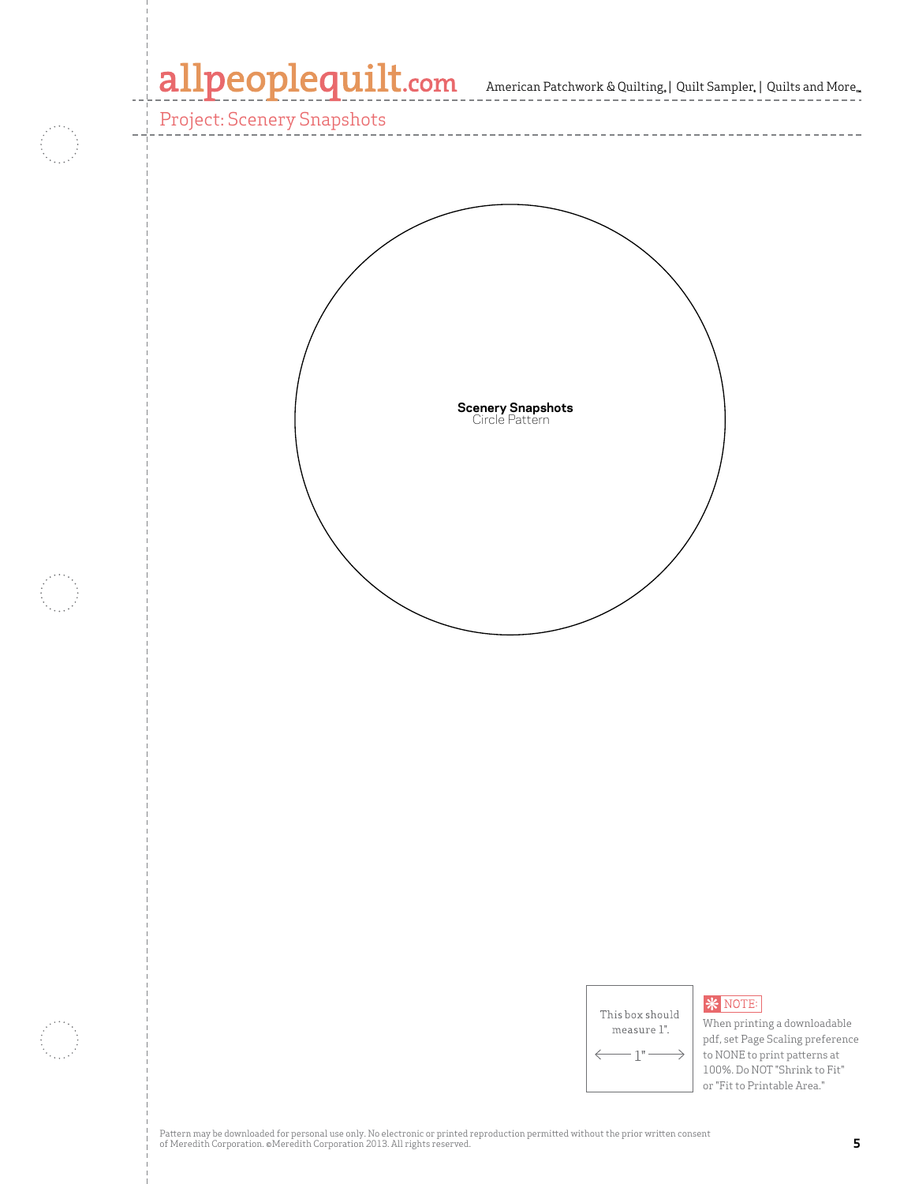Project: Scenery Snapshots

**Scenery Snapshots**
Circle Pattern

This box should measure 1".

1"

NOTE:
When printing a downloadable pdf, set Page Scaling preference to NONE to print patterns at 100%. Do NOT "Shrink to Fit" or "Fit to Printable Area."

Pattern may be downloaded for personal use only. No electronic or printed reproduction permitted without the prior written consent of Meredith Corporation. ©Meredith Corporation 2013. All rights reserved.